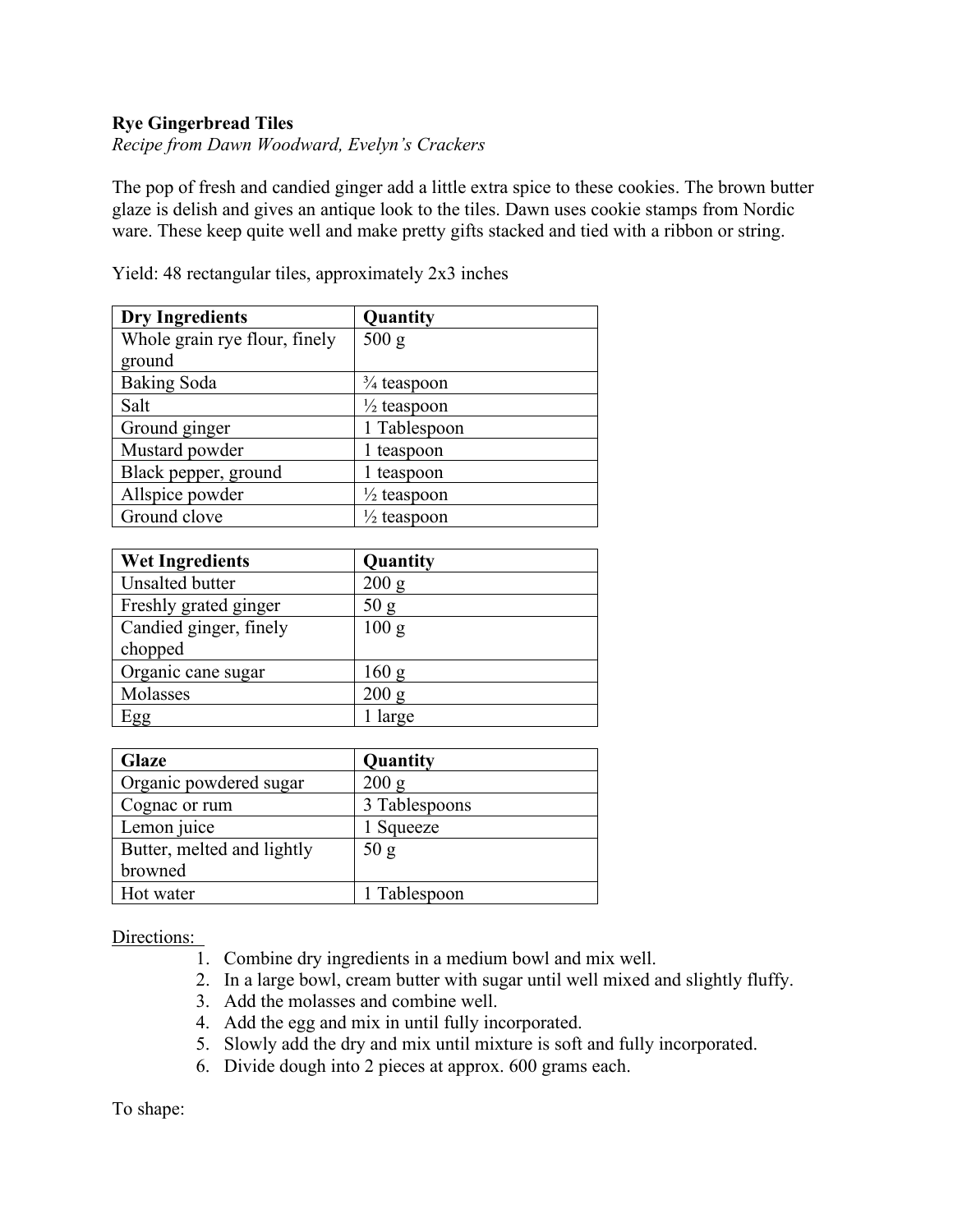**Rye Gingerbread Tiles**

*Recipe from Dawn Woodward, Evelyn's Crackers*

The pop of fresh and candied ginger add a little extra spice to these cookies. The brown butter glaze is delish and gives an antique look to the tiles. Dawn uses cookie stamps from Nordic ware. These keep quite well and make pretty gifts stacked and tied with a ribbon or string.

Yield: 48 rectangular tiles, approximately 2x3 inches

| Dry Ingredients | Quantity |
|---|---|
| Whole grain rye flour, finely ground | 500 g |
| Baking Soda | ¾ teaspoon |
| Salt | ½ teaspoon |
| Ground ginger | 1 Tablespoon |
| Mustard powder | 1 teaspoon |
| Black pepper, ground | 1 teaspoon |
| Allspice powder | ½ teaspoon |
| Ground clove | ½ teaspoon |

| Wet Ingredients | Quantity |
|---|---|
| Unsalted butter | 200 g |
| Freshly grated ginger | 50 g |
| Candied ginger, finely chopped | 100 g |
| Organic cane sugar | 160 g |
| Molasses | 200 g |
| Egg | 1 large |

| Glaze | Quantity |
|---|---|
| Organic powdered sugar | 200 g |
| Cognac or rum | 3 Tablespoons |
| Lemon juice | 1 Squeeze |
| Butter, melted and lightly browned | 50 g |
| Hot water | 1 Tablespoon |

Directions:

1. Combine dry ingredients in a medium bowl and mix well.
2. In a large bowl, cream butter with sugar until well mixed and slightly fluffy.
3. Add the molasses and combine well.
4. Add the egg and mix in until fully incorporated.
5. Slowly add the dry and mix until mixture is soft and fully incorporated.
6. Divide dough into 2 pieces at approx. 600 grams each.

To shape: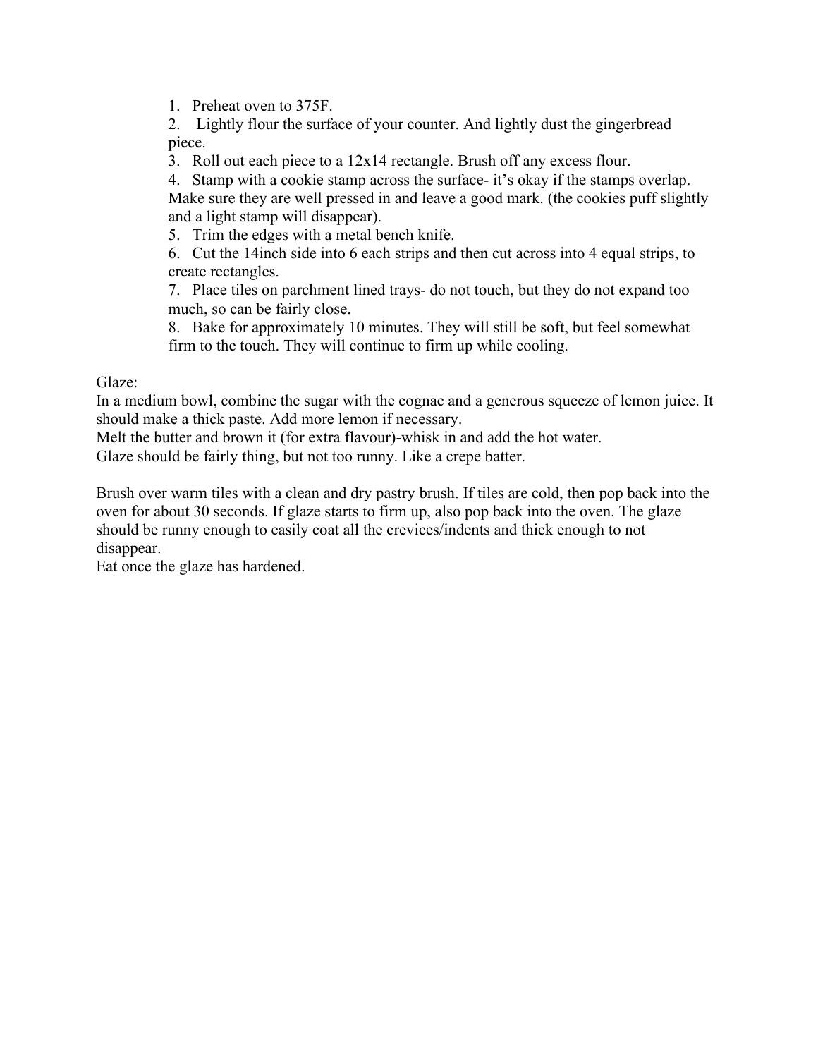1. Preheat oven to 375F.
2. Lightly flour the surface of your counter. And lightly dust the gingerbread piece.
3. Roll out each piece to a 12x14 rectangle. Brush off any excess flour.
4. Stamp with a cookie stamp across the surface- it's okay if the stamps overlap. Make sure they are well pressed in and leave a good mark. (the cookies puff slightly and a light stamp will disappear).
5. Trim the edges with a metal bench knife.
6. Cut the 14inch side into 6 each strips and then cut across into 4 equal strips, to create rectangles.
7. Place tiles on parchment lined trays- do not touch, but they do not expand too much, so can be fairly close.
8. Bake for approximately 10 minutes. They will still be soft, but feel somewhat firm to the touch. They will continue to firm up while cooling.

Glaze:

In a medium bowl, combine the sugar with the cognac and a generous squeeze of lemon juice. It should make a thick paste. Add more lemon if necessary.

Melt the butter and brown it (for extra flavour)-whisk in and add the hot water.

Glaze should be fairly thing, but not too runny. Like a crepe batter.

Brush over warm tiles with a clean and dry pastry brush. If tiles are cold, then pop back into the oven for about 30 seconds. If glaze starts to firm up, also pop back into the oven. The glaze should be runny enough to easily coat all the crevices/indents and thick enough to not disappear.

Eat once the glaze has hardened.